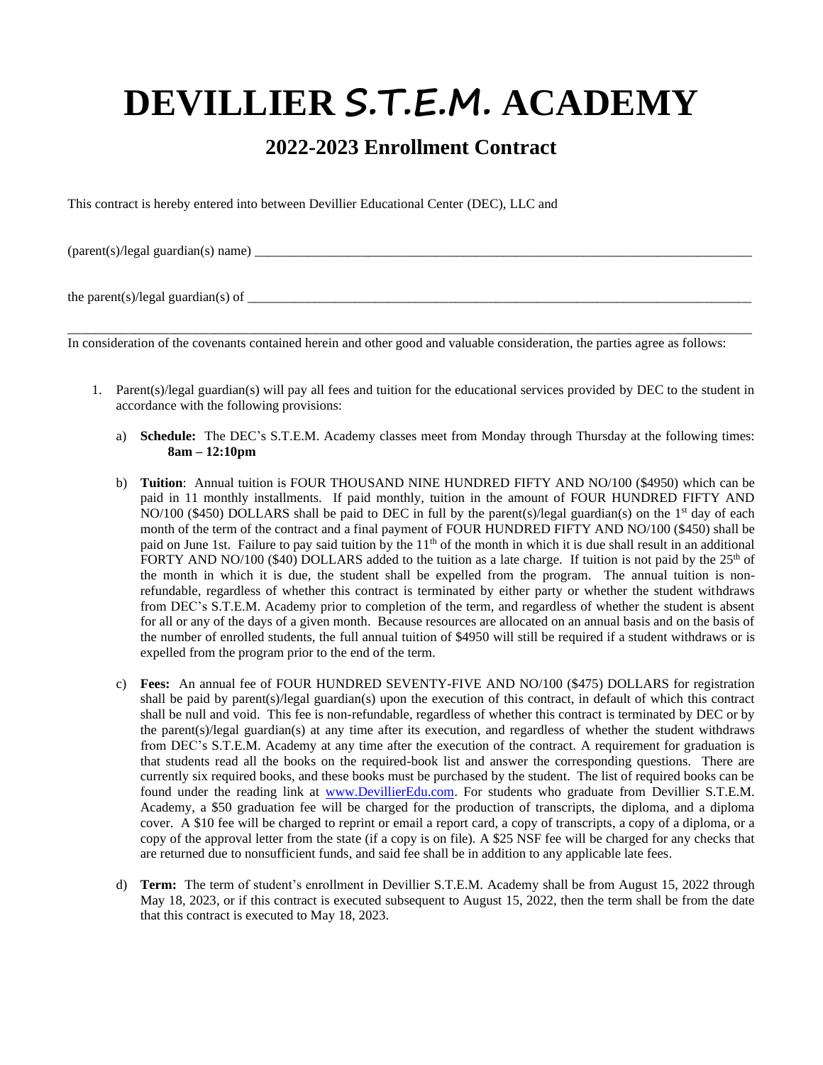# DEVILLIER *S.T.E.M.* ACADEMY

## 2022-2023 Enrollment Contract

This contract is hereby entered into between Devillier Educational Center (DEC), LLC and

(parent(s)/legal guardian(s) name) ______________________________________________________________________

the parent(s)/legal guardian(s) of ______________________________________________________________________

_____________________________________________________________________________________________

In consideration of the covenants contained herein and other good and valuable consideration, the parties agree as follows:

1. Parent(s)/legal guardian(s) will pay all fees and tuition for the educational services provided by DEC to the student in accordance with the following provisions:

   a) **Schedule:** The DEC's S.T.E.M. Academy classes meet from Monday through Thursday at the following times: **8am – 12:10pm**

   b) **Tuition**: Annual tuition is FOUR THOUSAND NINE HUNDRED FIFTY AND NO/100 ($4950) which can be paid in 11 monthly installments. If paid monthly, tuition in the amount of FOUR HUNDRED FIFTY AND NO/100 ($450) DOLLARS shall be paid to DEC in full by the parent(s)/legal guardian(s) on the 1st day of each month of the term of the contract and a final payment of FOUR HUNDRED FIFTY AND NO/100 ($450) shall be paid on June 1st. Failure to pay said tuition by the 11th of the month in which it is due shall result in an additional FORTY AND NO/100 ($40) DOLLARS added to the tuition as a late charge. If tuition is not paid by the 25th of the month in which it is due, the student shall be expelled from the program. The annual tuition is non-refundable, regardless of whether this contract is terminated by either party or whether the student withdraws from DEC's S.T.E.M. Academy prior to completion of the term, and regardless of whether the student is absent for all or any of the days of a given month. Because resources are allocated on an annual basis and on the basis of the number of enrolled students, the full annual tuition of $4950 will still be required if a student withdraws or is expelled from the program prior to the end of the term.

   c) **Fees:** An annual fee of FOUR HUNDRED SEVENTY-FIVE AND NO/100 ($475) DOLLARS for registration shall be paid by parent(s)/legal guardian(s) upon the execution of this contract, in default of which this contract shall be null and void. This fee is non-refundable, regardless of whether this contract is terminated by DEC or by the parent(s)/legal guardian(s) at any time after its execution, and regardless of whether the student withdraws from DEC's S.T.E.M. Academy at any time after the execution of the contract. A requirement for graduation is that students read all the books on the required-book list and answer the corresponding questions. There are currently six required books, and these books must be purchased by the student. The list of required books can be found under the reading link at [www.DevillierEdu.com](http://www.DevillierEdu.com). For students who graduate from Devillier S.T.E.M. Academy, a $50 graduation fee will be charged for the production of transcripts, the diploma, and a diploma cover. A $10 fee will be charged to reprint or email a report card, a copy of transcripts, a copy of a diploma, or a copy of the approval letter from the state (if a copy is on file). A $25 NSF fee will be charged for any checks that are returned due to nonsufficient funds, and said fee shall be in addition to any applicable late fees.

   d) **Term:** The term of student's enrollment in Devillier S.T.E.M. Academy shall be from August 15, 2022 through May 18, 2023, or if this contract is executed subsequent to August 15, 2022, then the term shall be from the date that this contract is executed to May 18, 2023.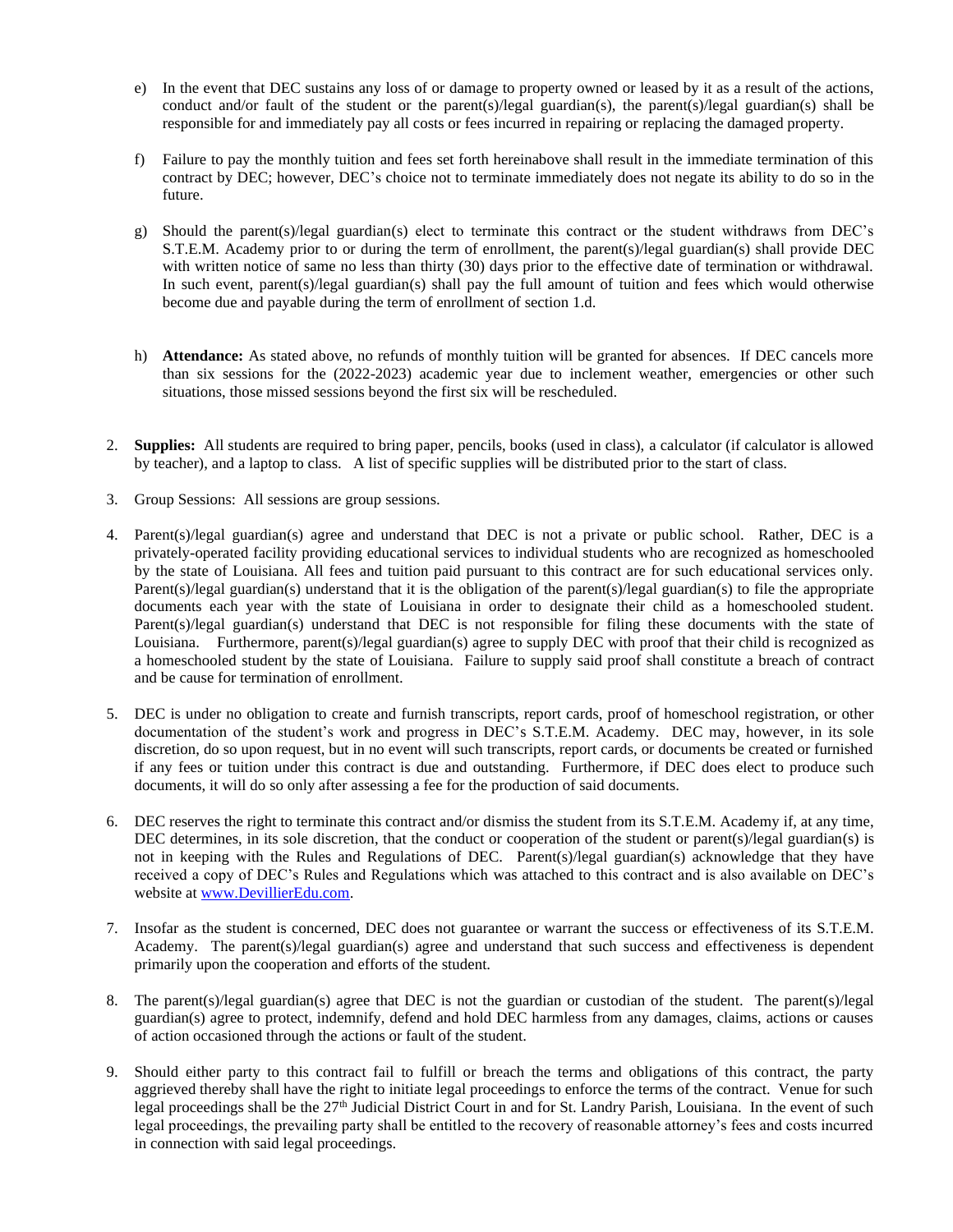e) In the event that DEC sustains any loss of or damage to property owned or leased by it as a result of the actions, conduct and/or fault of the student or the parent(s)/legal guardian(s), the parent(s)/legal guardian(s) shall be responsible for and immediately pay all costs or fees incurred in repairing or replacing the damaged property.

f) Failure to pay the monthly tuition and fees set forth hereinabove shall result in the immediate termination of this contract by DEC; however, DEC's choice not to terminate immediately does not negate its ability to do so in the future.

g) Should the parent(s)/legal guardian(s) elect to terminate this contract or the student withdraws from DEC's S.T.E.M. Academy prior to or during the term of enrollment, the parent(s)/legal guardian(s) shall provide DEC with written notice of same no less than thirty (30) days prior to the effective date of termination or withdrawal. In such event, parent(s)/legal guardian(s) shall pay the full amount of tuition and fees which would otherwise become due and payable during the term of enrollment of section 1.d.

h) **Attendance:** As stated above, no refunds of monthly tuition will be granted for absences. If DEC cancels more than six sessions for the (2022-2023) academic year due to inclement weather, emergencies or other such situations, those missed sessions beyond the first six will be rescheduled.

2. **Supplies:** All students are required to bring paper, pencils, books (used in class), a calculator (if calculator is allowed by teacher), and a laptop to class. A list of specific supplies will be distributed prior to the start of class.

3. Group Sessions: All sessions are group sessions.

4. Parent(s)/legal guardian(s) agree and understand that DEC is not a private or public school. Rather, DEC is a privately-operated facility providing educational services to individual students who are recognized as homeschooled by the state of Louisiana. All fees and tuition paid pursuant to this contract are for such educational services only. Parent(s)/legal guardian(s) understand that it is the obligation of the parent(s)/legal guardian(s) to file the appropriate documents each year with the state of Louisiana in order to designate their child as a homeschooled student. Parent(s)/legal guardian(s) understand that DEC is not responsible for filing these documents with the state of Louisiana. Furthermore, parent(s)/legal guardian(s) agree to supply DEC with proof that their child is recognized as a homeschooled student by the state of Louisiana. Failure to supply said proof shall constitute a breach of contract and be cause for termination of enrollment.

5. DEC is under no obligation to create and furnish transcripts, report cards, proof of homeschool registration, or other documentation of the student's work and progress in DEC's S.T.E.M. Academy. DEC may, however, in its sole discretion, do so upon request, but in no event will such transcripts, report cards, or documents be created or furnished if any fees or tuition under this contract is due and outstanding. Furthermore, if DEC does elect to produce such documents, it will do so only after assessing a fee for the production of said documents.

6. DEC reserves the right to terminate this contract and/or dismiss the student from its S.T.E.M. Academy if, at any time, DEC determines, in its sole discretion, that the conduct or cooperation of the student or parent(s)/legal guardian(s) is not in keeping with the Rules and Regulations of DEC. Parent(s)/legal guardian(s) acknowledge that they have received a copy of DEC's Rules and Regulations which was attached to this contract and is also available on DEC's website at [www.DevillierEdu.com](http://www.DevillierEdu.com).

7. Insofar as the student is concerned, DEC does not guarantee or warrant the success or effectiveness of its S.T.E.M. Academy. The parent(s)/legal guardian(s) agree and understand that such success and effectiveness is dependent primarily upon the cooperation and efforts of the student.

8. The parent(s)/legal guardian(s) agree that DEC is not the guardian or custodian of the student. The parent(s)/legal guardian(s) agree to protect, indemnify, defend and hold DEC harmless from any damages, claims, actions or causes of action occasioned through the actions or fault of the student.

9. Should either party to this contract fail to fulfill or breach the terms and obligations of this contract, the party aggrieved thereby shall have the right to initiate legal proceedings to enforce the terms of the contract. Venue for such legal proceedings shall be the 27th Judicial District Court in and for St. Landry Parish, Louisiana. In the event of such legal proceedings, the prevailing party shall be entitled to the recovery of reasonable attorney's fees and costs incurred in connection with said legal proceedings.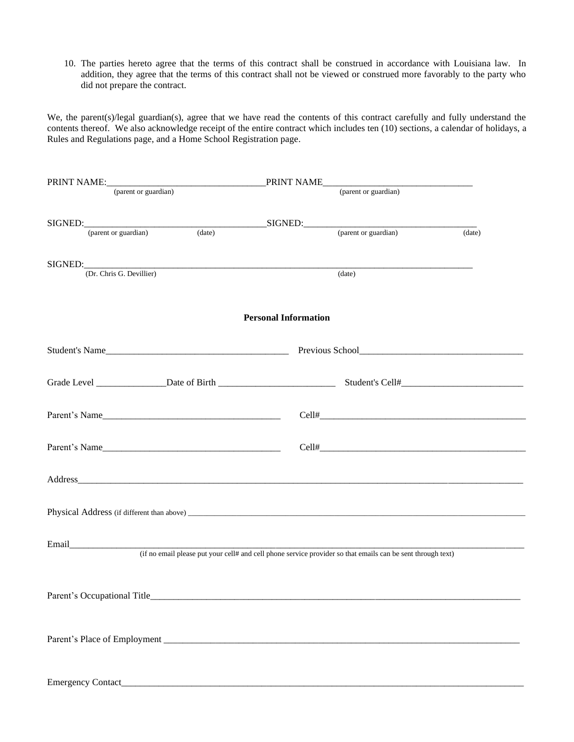10. The parties hereto agree that the terms of this contract shall be construed in accordance with Louisiana law. In addition, they agree that the terms of this contract shall not be viewed or construed more favorably to the party who did not prepare the contract.

We, the parent(s)/legal guardian(s), agree that we have read the contents of this contract carefully and fully understand the contents thereof. We also acknowledge receipt of the entire contract which includes ten (10) sections, a calendar of holidays, a Rules and Regulations page, and a Home School Registration page.

PRINT NAME:_________________________________ PRINT NAME_______________________________
(parent or guardian) (parent or guardian)

SIGNED:_______________________________________ SIGNED:____________________________________
(parent or guardian) (date) (parent or guardian) (date)

SIGNED:__________________________________________________________________________________
(Dr. Chris G. Devillier) (date)

**Personal Information**

Student's Name_______________________________________ Previous School___________________________________

Grade Level _______________Date of Birth _________________________ Student's Cell#__________________________

Parent's Name______________________________________ Cell#_____________________________________________

Parent's Name______________________________________ Cell#_____________________________________________

Address______________________________________________________________________________________________

Physical Address (if different than above) __________________________________________________________________

Email________________________________________________________________________________________________
(if no email please put your cell# and cell phone service provider so that emails can be sent through text)

Parent's Occupational Title_______________________________________________________________________________

Parent's Place of Employment _____________________________________________________________________________

Emergency Contact_______________________________________________________________________________________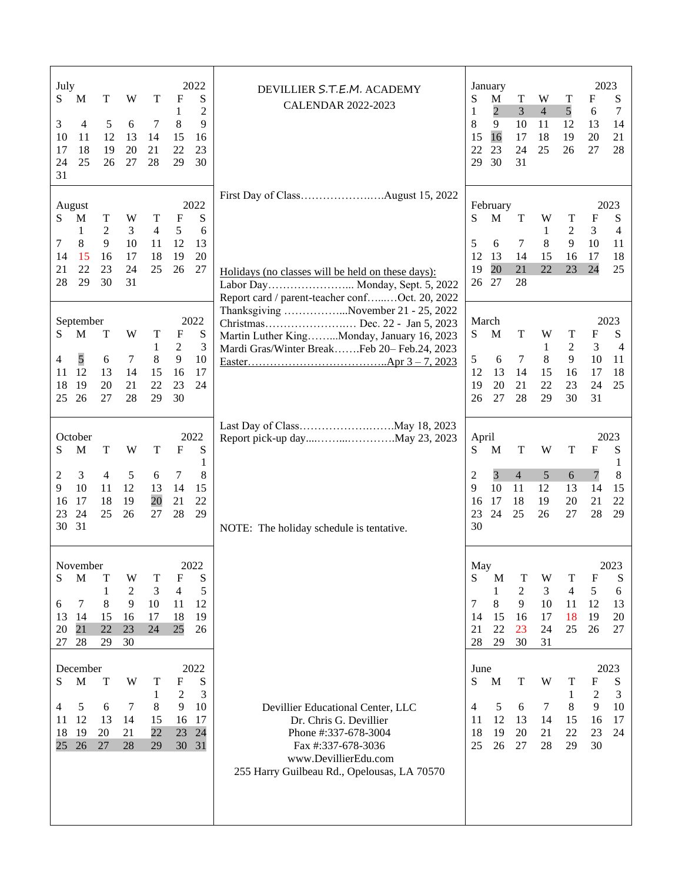# DEVILLIER S.T.E.M. ACADEMY

## CALENDAR 2022-2023

First Day of Class………………….….August 15, 2022

**Holidays (no classes will be held on these days):**

- Labor Day…………………... Monday, Sept. 5, 2022
- Report card / parent-teacher conf…..…Oct. 20, 2022
- Thanksgiving ……………...November 21 - 25, 2022
- Christmas…………………..… Dec. 22 - Jan 5, 2023
- Martin Luther King……...Monday, January 16, 2023
- Mardi Gras/Winter Break…….Feb 20– Feb.24, 2023
- Easter………………………………..Apr 3 – 7, 2023

Last Day of Class…………………..…….May 18, 2023
Report pick-up day....……....………….May 23, 2023

NOTE: The holiday schedule is tentative.

### July 2022

| S | M | T | W | T | F | S |
|---|---|---|---|---|---|---|
| | | | | | 1 | 2 |
| 3 | 4 | 5 | 6 | 7 | 8 | 9 |
| 10 | 11 | 12 | 13 | 14 | 15 | 16 |
| 17 | 18 | 19 | 20 | 21 | 22 | 23 |
| 24 | 25 | 26 | 27 | 28 | 29 | 30 |
| 31 | | | | | | |

### August 2022

| S | M | T | W | T | F | S |
|---|---|---|---|---|---|---|
| | 1 | 2 | 3 | 4 | 5 | 6 |
| 7 | 8 | 9 | 10 | 11 | 12 | 13 |
| 14 | 15 | 16 | 17 | 18 | 19 | 20 |
| 21 | 22 | 23 | 24 | 25 | 26 | 27 |
| 28 | 29 | 30 | 31 | | | |

### September 2022

| S | M | T | W | T | F | S |
|---|---|---|---|---|---|---|
| | | | | 1 | 2 | 3 |
| 4 | 5 | 6 | 7 | 8 | 9 | 10 |
| 11 | 12 | 13 | 14 | 15 | 16 | 17 |
| 18 | 19 | 20 | 21 | 22 | 23 | 24 |
| 25 | 26 | 27 | 28 | 29 | 30 | |

### October 2022

| S | M | T | W | T | F | S |
|---|---|---|---|---|---|---|
| | | | | | | 1 |
| 2 | 3 | 4 | 5 | 6 | 7 | 8 |
| 9 | 10 | 11 | 12 | 13 | 14 | 15 |
| 16 | 17 | 18 | 19 | 20 | 21 | 22 |
| 23 | 24 | 25 | 26 | 27 | 28 | 29 |
| 30 | 31 | | | | | |

### November 2022

| S | M | T | W | T | F | S |
|---|---|---|---|---|---|---|
| | | 1 | 2 | 3 | 4 | 5 |
| 6 | 7 | 8 | 9 | 10 | 11 | 12 |
| 13 | 14 | 15 | 16 | 17 | 18 | 19 |
| 20 | 21 | 22 | 23 | 24 | 25 | 26 |
| 27 | 28 | 29 | 30 | | | |

### December 2022

| S | M | T | W | T | F | S |
|---|---|---|---|---|---|---|
| | | | | 1 | 2 | 3 |
| 4 | 5 | 6 | 7 | 8 | 9 | 10 |
| 11 | 12 | 13 | 14 | 15 | 16 | 17 |
| 18 | 19 | 20 | 21 | 22 | 23 | 24 |
| 25 | 26 | 27 | 28 | 29 | 30 | 31 |

### January 2023

| S | M | T | W | T | F | S |
|---|---|---|---|---|---|---|
| 1 | 2 | 3 | 4 | 5 | 6 | 7 |
| 8 | 9 | 10 | 11 | 12 | 13 | 14 |
| 15 | 16 | 17 | 18 | 19 | 20 | 21 |
| 22 | 23 | 24 | 25 | 26 | 27 | 28 |
| 29 | 30 | 31 | | | | |

### February 2023

| S | M | T | W | T | F | S |
|---|---|---|---|---|---|---|
| | | | 1 | 2 | 3 | 4 |
| 5 | 6 | 7 | 8 | 9 | 10 | 11 |
| 12 | 13 | 14 | 15 | 16 | 17 | 18 |
| 19 | 20 | 21 | 22 | 23 | 24 | 25 |
| 26 | 27 | 28 | | | | |

### March 2023

| S | M | T | W | T | F | S |
|---|---|---|---|---|---|---|
| | | | 1 | 2 | 3 | 4 |
| 5 | 6 | 7 | 8 | 9 | 10 | 11 |
| 12 | 13 | 14 | 15 | 16 | 17 | 18 |
| 19 | 20 | 21 | 22 | 23 | 24 | 25 |
| 26 | 27 | 28 | 29 | 30 | 31 | |

### April 2023

| S | M | T | W | T | F | S |
|---|---|---|---|---|---|---|
| | | | | | | 1 |
| 2 | 3 | 4 | 5 | 6 | 7 | 8 |
| 9 | 10 | 11 | 12 | 13 | 14 | 15 |
| 16 | 17 | 18 | 19 | 20 | 21 | 22 |
| 23 | 24 | 25 | 26 | 27 | 28 | 29 |
| 30 | | | | | | |

### May 2023

| S | M | T | W | T | F | S |
|---|---|---|---|---|---|---|
| | 1 | 2 | 3 | 4 | 5 | 6 |
| 7 | 8 | 9 | 10 | 11 | 12 | 13 |
| 14 | 15 | 16 | 17 | 18 | 19 | 20 |
| 21 | 22 | 23 | 24 | 25 | 26 | 27 |
| 28 | 29 | 30 | 31 | | | |

### June 2023

| S | M | T | W | T | F | S |
|---|---|---|---|---|---|---|
| | | | | 1 | 2 | 3 |
| 4 | 5 | 6 | 7 | 8 | 9 | 10 |
| 11 | 12 | 13 | 14 | 15 | 16 | 17 |
| 18 | 19 | 20 | 21 | 22 | 23 | 24 |
| 25 | 26 | 27 | 28 | 29 | 30 | |

Devillier Educational Center, LLC
Dr. Chris G. Devillier
Phone #:337-678-3004
Fax #:337-678-3036
www.DevillierEdu.com
255 Harry Guilbeau Rd., Opelousas, LA 70570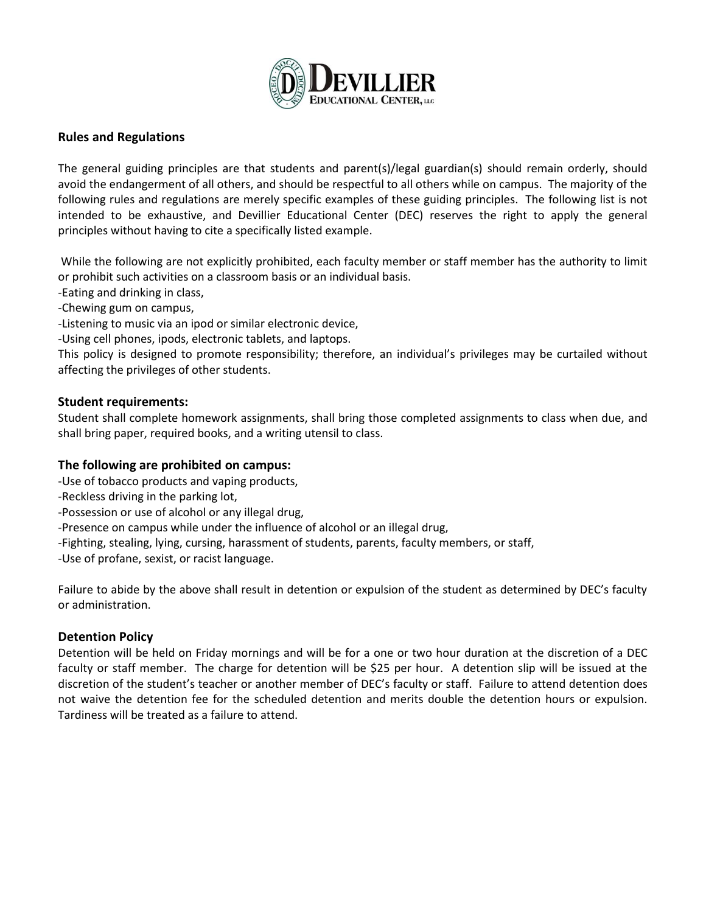## Rules and Regulations

The general guiding principles are that students and parent(s)/legal guardian(s) should remain orderly, should avoid the endangerment of all others, and should be respectful to all others while on campus. The majority of the following rules and regulations are merely specific examples of these guiding principles. The following list is not intended to be exhaustive, and Devillier Educational Center (DEC) reserves the right to apply the general principles without having to cite a specifically listed example.

While the following are not explicitly prohibited, each faculty member or staff member has the authority to limit or prohibit such activities on a classroom basis or an individual basis.

-Eating and drinking in class,
-Chewing gum on campus,
-Listening to music via an ipod or similar electronic device,
-Using cell phones, ipods, electronic tablets, and laptops.

This policy is designed to promote responsibility; therefore, an individual's privileges may be curtailed without affecting the privileges of other students.

### Student requirements:

Student shall complete homework assignments, shall bring those completed assignments to class when due, and shall bring paper, required books, and a writing utensil to class.

### The following are prohibited on campus:

-Use of tobacco products and vaping products,
-Reckless driving in the parking lot,
-Possession or use of alcohol or any illegal drug,
-Presence on campus while under the influence of alcohol or an illegal drug,
-Fighting, stealing, lying, cursing, harassment of students, parents, faculty members, or staff,
-Use of profane, sexist, or racist language.

Failure to abide by the above shall result in detention or expulsion of the student as determined by DEC's faculty or administration.

### Detention Policy

Detention will be held on Friday mornings and will be for a one or two hour duration at the discretion of a DEC faculty or staff member. The charge for detention will be $25 per hour. A detention slip will be issued at the discretion of the student's teacher or another member of DEC's faculty or staff. Failure to attend detention does not waive the detention fee for the scheduled detention and merits double the detention hours or expulsion. Tardiness will be treated as a failure to attend.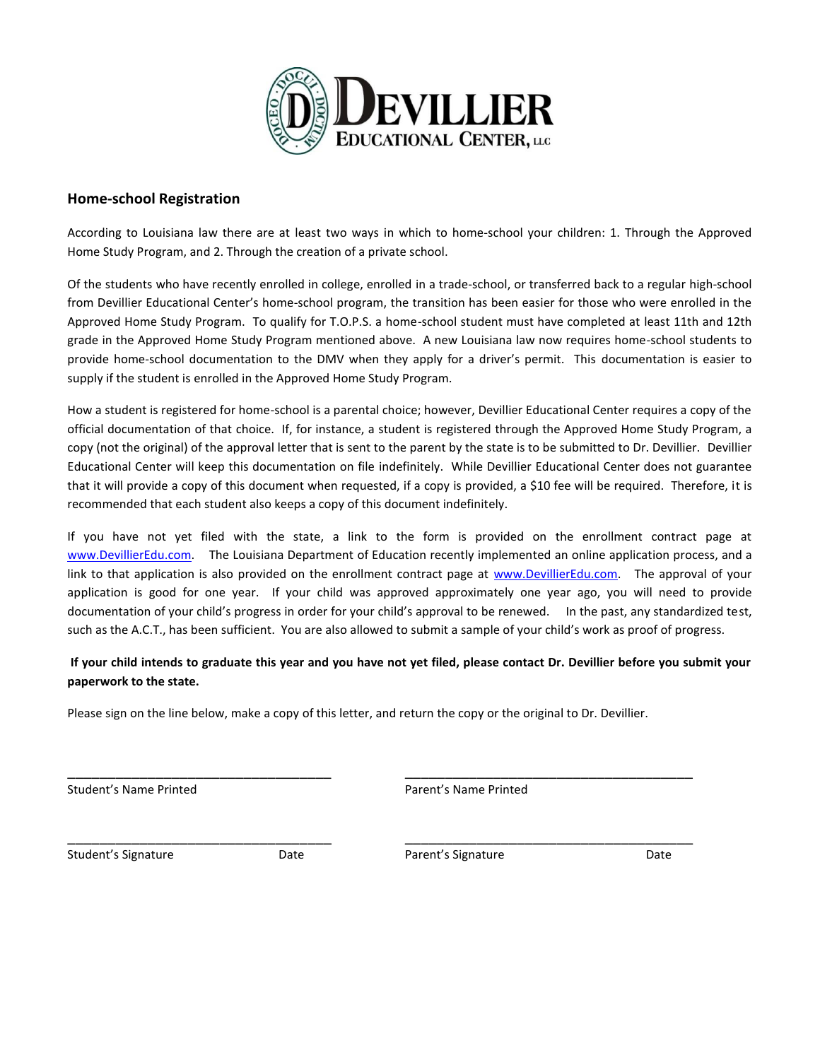## Home-school Registration

According to Louisiana law there are at least two ways in which to home-school your children: 1. Through the Approved Home Study Program, and 2. Through the creation of a private school.

Of the students who have recently enrolled in college, enrolled in a trade-school, or transferred back to a regular high-school from Devillier Educational Center's home-school program, the transition has been easier for those who were enrolled in the Approved Home Study Program. To qualify for T.O.P.S. a home-school student must have completed at least 11th and 12th grade in the Approved Home Study Program mentioned above. A new Louisiana law now requires home-school students to provide home-school documentation to the DMV when they apply for a driver's permit. This documentation is easier to supply if the student is enrolled in the Approved Home Study Program.

How a student is registered for home-school is a parental choice; however, Devillier Educational Center requires a copy of the official documentation of that choice. If, for instance, a student is registered through the Approved Home Study Program, a copy (not the original) of the approval letter that is sent to the parent by the state is to be submitted to Dr. Devillier. Devillier Educational Center will keep this documentation on file indefinitely. While Devillier Educational Center does not guarantee that it will provide a copy of this document when requested, if a copy is provided, a $10 fee will be required. Therefore, it is recommended that each student also keeps a copy of this document indefinitely.

If you have not yet filed with the state, a link to the form is provided on the enrollment contract page at www.DevillierEdu.com. The Louisiana Department of Education recently implemented an online application process, and a link to that application is also provided on the enrollment contract page at www.DevillierEdu.com. The approval of your application is good for one year. If your child was approved approximately one year ago, you will need to provide documentation of your child's progress in order for your child's approval to be renewed. In the past, any standardized test, such as the A.C.T., has been sufficient. You are also allowed to submit a sample of your child's work as proof of progress.

**If your child intends to graduate this year and you have not yet filed, please contact Dr. Devillier before you submit your paperwork to the state.**

Please sign on the line below, make a copy of this letter, and return the copy or the original to Dr. Devillier.

\_\_\_\_\_\_\_\_\_\_\_\_\_\_\_\_\_\_\_\_\_\_\_\_\_\_\_\_\_\_\_\_\_\_\_\_\_\_\_\_
Student's Name Printed

\_\_\_\_\_\_\_\_\_\_\_\_\_\_\_\_\_\_\_\_\_\_\_\_\_\_\_\_\_\_\_\_\_\_\_\_\_\_\_\_
Parent's Name Printed

\_\_\_\_\_\_\_\_\_\_\_\_\_\_\_\_\_\_\_\_\_\_\_\_\_\_\_\_\_\_\_\_\_\_\_\_\_\_\_\_
Student's Signature Date

\_\_\_\_\_\_\_\_\_\_\_\_\_\_\_\_\_\_\_\_\_\_\_\_\_\_\_\_\_\_\_\_\_\_\_\_\_\_\_\_
Parent's Signature Date